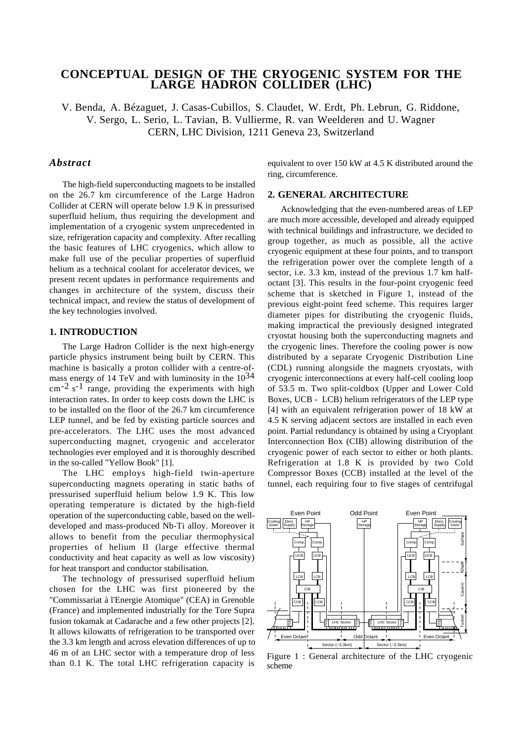# CONCEPTUAL DESIGN OF THE CRYOGENIC SYSTEM FOR THE LARGE HADRON COLLIDER (LHC)

V. Benda, A. Bézaguet, J. Casas-Cubillos, S. Claudet, W. Erdt, Ph. Lebrun, G. Riddone, V. Sergo, L. Serio, L. Tavian, B. Vullierme, R. van Weelderen and U. Wagner
CERN, LHC Division, 1211 Geneva 23, Switzerland

## *Abstract*

The high-field superconducting magnets to be installed on the 26.7 km circumference of the Large Hadron Collider at CERN will operate below 1.9 K in pressurised superfluid helium, thus requiring the development and implementation of a cryogenic system unprecedented in size, refrigeration capacity and complexity. After recalling the basic features of LHC cryogenics, which allow to make full use of the peculiar properties of superfluid helium as a technical coolant for accelerator devices, we present recent updates in performance requirements and changes in architecture of the system, discuss their technical impact, and review the status of development of the key technologies involved.

## 1. INTRODUCTION

The Large Hadron Collider is the next high-energy particle physics instrument being built by CERN. This machine is basically a proton collider with a centre-of-mass energy of 14 TeV and with luminosity in the $10^{34}$ $cm^{-2}$ $s^{-1}$ range, providing the experiments with high interaction rates. In order to keep costs down the LHC is to be installed on the floor of the 26.7 km circumference LEP tunnel, and be fed by existing particle sources and pre-accelerators. The LHC uses the most advanced superconducting magnet, cryogenic and accelerator technologies ever employed and it is thoroughly described in the so-called "Yellow Book" [1].

The LHC employs high-field twin-aperture superconducting magnets operating in static baths of pressurised superfluid helium below 1.9 K. This low operating temperature is dictated by the high-field operation of the superconducting cable, based on the well-developed and mass-produced Nb-Ti alloy. Moreover it allows to benefit from the peculiar thermophysical properties of helium II (large effective thermal conductivity and heat capacity as well as low viscosity) for heat transport and conductor stabilisation.

The technology of pressurised superfluid helium chosen for the LHC was first pioneered by the "Commissariat à l'Energie Atomique" (CEA) in Grenoble (France) and implemented industrially for the Tore Supra fusion tokamak at Cadarache and a few other projects [2]. It allows kilowatts of refrigeration to be transported over the 3.3 km length and across elevation differences of up to 46 m of an LHC sector with a temperature drop of less than 0.1 K. The total LHC refrigeration capacity is equivalent to over 150 kW at 4.5 K distributed around the ring, circumference.

## 2. GENERAL ARCHITECTURE

Acknowledging that the even-numbered areas of LEP are much more accessible, developed and already equipped with technical buildings and infrastructure, we decided to group together, as much as possible, all the active cryogenic equipment at these four points, and to transport the refrigeration power over the complete length of a sector, i.e. 3.3 km, instead of the previous 1.7 km half-octant [3]. This results in the four-point cryogenic feed scheme that is sketched in Figure 1, instead of the previous eight-point feed scheme. This requires larger diameter pipes for distributing the cryogenic fluids, making impractical the previously designed integrated cryostat housing both the superconducting magnets and the cryogenic lines. Therefore the cooling power is now distributed by a separate Cryogenic Distribution Line (CDL) running alongside the magnets cryostats, with cryogenic interconnections at every half-cell cooling loop of 53.5 m. Two split-coldbox (Upper and Lower Cold Boxes, UCB - LCB) helium refrigerators of the LEP type [4] with an equivalent refrigeration power of 18 kW at 4.5 K serving adjacent sectors are installed in each even point. Partial redundancy is obtained by using a Cryoplant Interconnection Box (CIB) allowing distribution of the cryogenic power of each sector to either or both plants. Refrigeration at 1.8 K is provided by two Cold Compressor Boxes (CCB) installed at the level of the tunnel, each requiring four to five stages of centrifugal

Figure 1 : General architecture of the LHC cryogenic scheme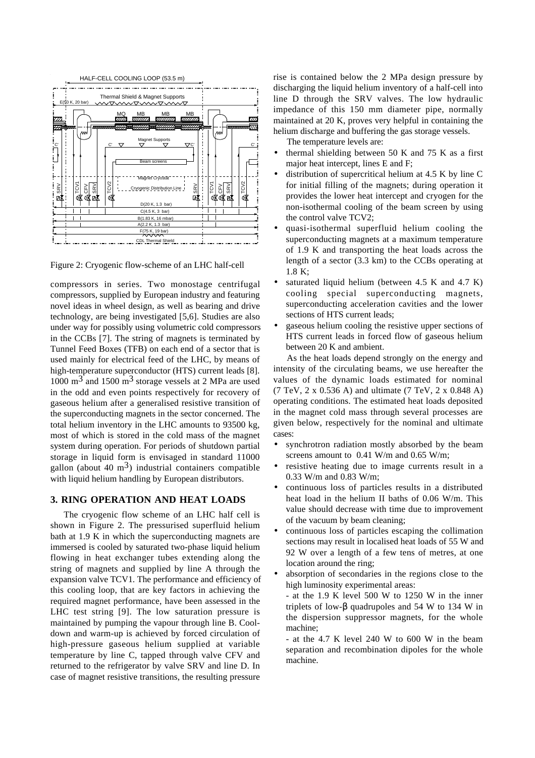Figure 2: Cryogenic flow-scheme of an LHC half-cell

compressors in series. Two monostage centrifugal compressors, supplied by European industry and featuring novel ideas in wheel design, as well as bearing and drive technology, are being investigated [5,6]. Studies are also under way for possibly using volumetric cold compressors in the CCBs [7]. The string of magnets is terminated by Tunnel Feed Boxes (TFB) on each end of a sector that is used mainly for electrical feed of the LHC, by means of high-temperature superconductor (HTS) current leads [8]. 1000 $m^3$ and 1500 $m^3$ storage vessels at 2 MPa are used in the odd and even points respectively for recovery of gaseous helium after a generalised resistive transition of the superconducting magnets in the sector concerned. The total helium inventory in the LHC amounts to 93500 kg, most of which is stored in the cold mass of the magnet system during operation. For periods of shutdown partial storage in liquid form is envisaged in standard 11000 gallon (about 40 $m^3$) industrial containers compatible with liquid helium handling by European distributors.

## 3. RING OPERATION AND HEAT LOADS

The cryogenic flow scheme of an LHC half cell is shown in Figure 2. The pressurised superfluid helium bath at 1.9 K in which the superconducting magnets are immersed is cooled by saturated two-phase liquid helium flowing in heat exchanger tubes extending along the string of magnets and supplied by line A through the expansion valve TCV1. The performance and efficiency of this cooling loop, that are key factors in achieving the required magnet performance, have been assessed in the LHC test string [9]. The low saturation pressure is maintained by pumping the vapour through line B. Cool-down and warm-up is achieved by forced circulation of high-pressure gaseous helium supplied at variable temperature by line C, tapped through valve CFV and returned to the refrigerator by valve SRV and line D. In case of magnet resistive transitions, the resulting pressure rise is contained below the 2 MPa design pressure by discharging the liquid helium inventory of a half-cell into line D through the SRV valves. The low hydraulic impedance of this 150 mm diameter pipe, normally maintained at 20 K, proves very helpful in containing the helium discharge and buffering the gas storage vessels.

The temperature levels are:

- thermal shielding between 50 K and 75 K as a first major heat intercept, lines E and F;
- distribution of supercritical helium at 4.5 K by line C for initial filling of the magnets; during operation it provides the lower heat intercept and cryogen for the non-isothermal cooling of the beam screen by using the control valve TCV2;
- quasi-isothermal superfluid helium cooling the superconducting magnets at a maximum temperature of 1.9 K and transporting the heat loads across the length of a sector (3.3 km) to the CCBs operating at 1.8 K;
- saturated liquid helium (between 4.5 K and 4.7 K) cooling special superconducting magnets, superconducting acceleration cavities and the lower sections of HTS current leads;
- gaseous helium cooling the resistive upper sections of HTS current leads in forced flow of gaseous helium between 20 K and ambient.

As the heat loads depend strongly on the energy and intensity of the circulating beams, we use hereafter the values of the dynamic loads estimated for nominal (7 TeV, 2 x 0.536 A) and ultimate (7 TeV, 2 x 0.848 A) operating conditions. The estimated heat loads deposited in the magnet cold mass through several processes are given below, respectively for the nominal and ultimate cases:

- synchrotron radiation mostly absorbed by the beam screens amount to 0.41 W/m and 0.65 W/m;
- resistive heating due to image currents result in a 0.33 W/m and 0.83 W/m;
- continuous loss of particles results in a distributed heat load in the helium II baths of 0.06 W/m. This value should decrease with time due to improvement of the vacuum by beam cleaning;
- continuous loss of particles escaping the collimation sections may result in localised heat loads of 55 W and 92 W over a length of a few tens of metres, at one location around the ring;
- absorption of secondaries in the regions close to the high luminosity experimental areas:
  - at the 1.9 K level 500 W to 1250 W in the inner triplets of low-$\beta$ quadrupoles and 54 W to 134 W in the dispersion suppressor magnets, for the whole machine;
  - at the 4.7 K level 240 W to 600 W in the beam separation and recombination dipoles for the whole machine.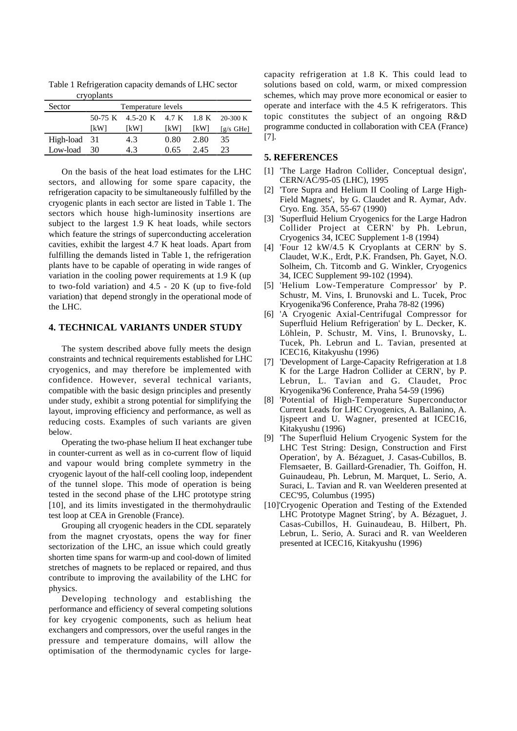Table 1 Refrigeration capacity demands of LHC sector cryoplants

| Sector | Temperature levels | | | | |
|---|---|---|---|---|---|
| | 50-75 K [kW] | 4.5-20 K [kW] | 4.7 K [kW] | 1.8 K [kW] | 20-300 K [g/s GHe] |
| High-load | 31 | 4.3 | 0.80 | 2.80 | 35 |
| Low-load | 30 | 4.3 | 0.65 | 2.45 | 23 |

On the basis of the heat load estimates for the LHC sectors, and allowing for some spare capacity, the refrigeration capacity to be simultaneously fulfilled by the cryogenic plants in each sector are listed in Table 1. The sectors which house high-luminosity insertions are subject to the largest 1.9 K heat loads, while sectors which feature the strings of superconducting acceleration cavities, exhibit the largest 4.7 K heat loads. Apart from fulfilling the demands listed in Table 1, the refrigeration plants have to be capable of operating in wide ranges of variation in the cooling power requirements at 1.9 K (up to two-fold variation) and 4.5 - 20 K (up to five-fold variation) that depend strongly in the operational mode of the LHC.

## 4. TECHNICAL VARIANTS UNDER STUDY

The system described above fully meets the design constraints and technical requirements established for LHC cryogenics, and may therefore be implemented with confidence. However, several technical variants, compatible with the basic design principles and presently under study, exhibit a strong potential for simplifying the layout, improving efficiency and performance, as well as reducing costs. Examples of such variants are given below.

Operating the two-phase helium II heat exchanger tube in counter-current as well as in co-current flow of liquid and vapour would bring complete symmetry in the cryogenic layout of the half-cell cooling loop, independent of the tunnel slope. This mode of operation is being tested in the second phase of the LHC prototype string [10], and its limits investigated in the thermohydraulic test loop at CEA in Grenoble (France).

Grouping all cryogenic headers in the CDL separately from the magnet cryostats, opens the way for finer sectorization of the LHC, an issue which could greatly shorten time spans for warm-up and cool-down of limited stretches of magnets to be replaced or repaired, and thus contribute to improving the availability of the LHC for physics.

Developing technology and establishing the performance and efficiency of several competing solutions for key cryogenic components, such as helium heat exchangers and compressors, over the useful ranges in the pressure and temperature domains, will allow the optimisation of the thermodynamic cycles for large-capacity refrigeration at 1.8 K. This could lead to solutions based on cold, warm, or mixed compression schemes, which may prove more economical or easier to operate and interface with the 4.5 K refrigerators. This topic constitutes the subject of an ongoing R&D programme conducted in collaboration with CEA (France) [7].

## 5. REFERENCES

[1] 'The Large Hadron Collider, Conceptual design', CERN/AC/95-05 (LHC), 1995

[2] 'Tore Supra and Helium II Cooling of Large High-Field Magnets', by G. Claudet and R. Aymar, Adv. Cryo. Eng. 35A, 55-67 (1990)

[3] 'Superfluid Helium Cryogenics for the Large Hadron Collider Project at CERN' by Ph. Lebrun, Cryogenics 34, ICEC Supplement 1-8 (1994)

[4] 'Four 12 kW/4.5 K Cryoplants at CERN' by S. Claudet, W.K., Erdt, P.K. Frandsen, Ph. Gayet, N.O. Solheim, Ch. Titcomb and G. Winkler, Cryogenics 34, ICEC Supplement 99-102 (1994).

[5] 'Helium Low-Temperature Compressor' by P. Schustr, M. Vins, I. Brunovski and L. Tucek, Proc Kryogenika'96 Conference, Praha 78-82 (1996)

[6] 'A Cryogenic Axial-Centrifugal Compressor for Superfluid Helium Refrigeration' by L. Decker, K. Löhlein, P. Schustr, M. Vins, I. Brunovsky, L. Tucek, Ph. Lebrun and L. Tavian, presented at ICEC16, Kitakyushu (1996)

[7] 'Development of Large-Capacity Refrigeration at 1.8 K for the Large Hadron Collider at CERN', by P. Lebrun, L. Tavian and G. Claudet, Proc Kryogenika'96 Conference, Praha 54-59 (1996)

[8] 'Potential of High-Temperature Superconductor Current Leads for LHC Cryogenics, A. Ballanino, A. Ijspeert and U. Wagner, presented at ICEC16, Kitakyushu (1996)

[9] 'The Superfluid Helium Cryogenic System for the LHC Test String: Design, Construction and First Operation', by A. Bézaguet, J. Casas-Cubillos, B. Flemsaeter, B. Gaillard-Grenadier, Th. Goiffon, H. Guinaudeau, Ph. Lebrun, M. Marquet, L. Serio, A. Suraci, L. Tavian and R. van Weelderen presented at CEC'95, Columbus (1995)

[10]'Cryogenic Operation and Testing of the Extended LHC Prototype Magnet String', by A. Bézaguet, J. Casas-Cubillos, H. Guinaudeau, B. Hilbert, Ph. Lebrun, L. Serio, A. Suraci and R. van Weelderen presented at ICEC16, Kitakyushu (1996)